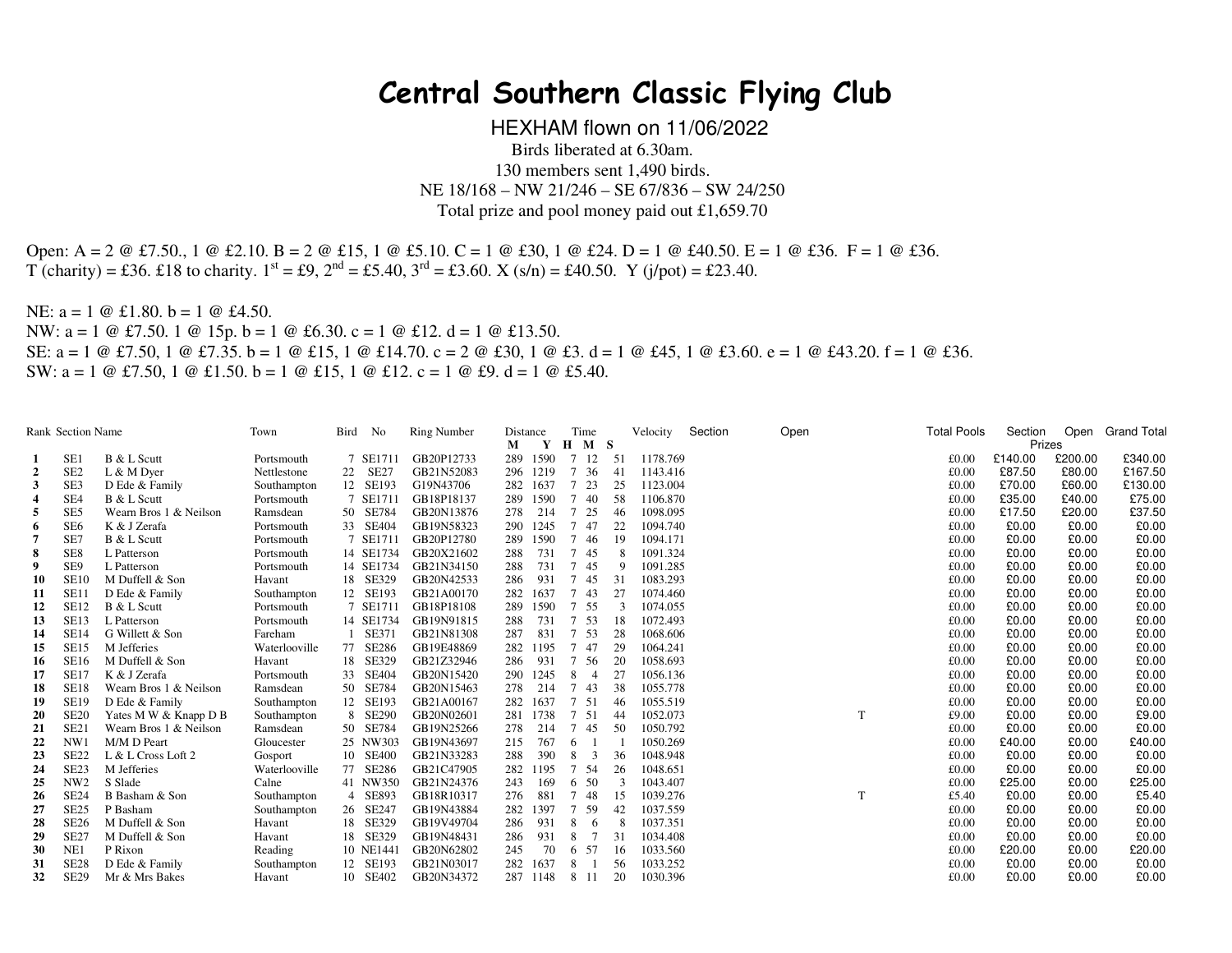# Central Southern Classic Flying Club

HEXHAM flown on 11/06/2022

Birds liberated at 6.30am.

130 members sent 1,490 birds.

NE 18/168 – NW 21/246 – SE 67/836 – SW 24/250

Total prize and pool money paid out £1,659.70

Open: A = 2 @ £7.50., 1 @ £2.10. B = 2 @ £15, 1 @ £5.10. C = 1 @ £30, 1 @ £24. D = 1 @ £40.50. E = 1 @ £36. F = 1 @ £36.
T (charity) = £36. £18 to charity. 1st = £9, 2nd = £5.40, 3rd = £3.60. X (s/n) = £40.50. Y (j/pot) = £23.40.

NE: a = 1 @ £1.80. b = 1 @ £4.50.
NW: a = 1 @ £7.50. 1 @ 15p. b = 1 @ £6.30. c = 1 @ £12. d = 1 @ £13.50.
SE: a = 1 @ £7.50, 1 @ £7.35. b = 1 @ £15, 1 @ £14.70. c = 2 @ £30, 1 @ £3. d = 1 @ £45, 1 @ £3.60. e = 1 @ £43.20. f = 1 @ £36.
SW: a = 1 @ £7.50, 1 @ £1.50. b = 1 @ £15, 1 @ £12. c = 1 @ £9. d = 1 @ £5.40.

| Rank | Section | Name | Town | Bird | No | Ring Number | Distance M | Distance Y | Time H | Time M | Time S | Velocity | Section | Open | Total Pools | Section Prizes | Open Prizes | Grand Total |
|---|---|---|---|---|---|---|---|---|---|---|---|---|---|---|---|---|---|---|
| 1 | SE1 | B & L Scutt | Portsmouth | 7 | SE1711 | GB20P12733 | 289 | 1590 | 7 | 12 | 51 | 1178.769 | | | £0.00 | £140.00 | £200.00 | £340.00 |
| 2 | SE2 | L & M Dyer | Nettlestone | 22 | SE27 | GB21N52083 | 296 | 1219 | 7 | 36 | 41 | 1143.416 | | | £0.00 | £87.50 | £80.00 | £167.50 |
| 3 | SE3 | D Ede & Family | Southampton | 12 | SE193 | G19N43706 | 282 | 1637 | 7 | 23 | 25 | 1123.004 | | | £0.00 | £70.00 | £60.00 | £130.00 |
| 4 | SE4 | B & L Scutt | Portsmouth | 7 | SE1711 | GB18P18137 | 289 | 1590 | 7 | 40 | 58 | 1106.870 | | | £0.00 | £35.00 | £40.00 | £75.00 |
| 5 | SE5 | Wearn Bros 1 & Neilson | Ramsdean | 50 | SE784 | GB20N13876 | 278 | 214 | 7 | 25 | 46 | 1098.095 | | | £0.00 | £17.50 | £20.00 | £37.50 |
| 6 | SE6 | K & J Zerafa | Portsmouth | 33 | SE404 | GB19N58323 | 290 | 1245 | 7 | 47 | 22 | 1094.740 | | | £0.00 | £0.00 | £0.00 | £0.00 |
| 7 | SE7 | B & L Scutt | Portsmouth | 7 | SE1711 | GB20P12780 | 289 | 1590 | 7 | 46 | 19 | 1094.171 | | | £0.00 | £0.00 | £0.00 | £0.00 |
| 8 | SE8 | L Patterson | Portsmouth | 14 | SE1734 | GB20X21602 | 288 | 731 | 7 | 45 | 8 | 1091.324 | | | £0.00 | £0.00 | £0.00 | £0.00 |
| 9 | SE9 | L Patterson | Portsmouth | 14 | SE1734 | GB21N34150 | 288 | 731 | 7 | 45 | 9 | 1091.285 | | | £0.00 | £0.00 | £0.00 | £0.00 |
| 10 | SE10 | M Duffell & Son | Havant | 18 | SE329 | GB20N42533 | 286 | 931 | 7 | 45 | 31 | 1083.293 | | | £0.00 | £0.00 | £0.00 | £0.00 |
| 11 | SE11 | D Ede & Family | Southampton | 12 | SE193 | GB21A00170 | 282 | 1637 | 7 | 43 | 27 | 1074.460 | | | £0.00 | £0.00 | £0.00 | £0.00 |
| 12 | SE12 | B & L Scutt | Portsmouth | 7 | SE1711 | GB18P18108 | 289 | 1590 | 7 | 55 | 3 | 1074.055 | | | £0.00 | £0.00 | £0.00 | £0.00 |
| 13 | SE13 | L Patterson | Portsmouth | 14 | SE1734 | GB19N91815 | 288 | 731 | 7 | 53 | 18 | 1072.493 | | | £0.00 | £0.00 | £0.00 | £0.00 |
| 14 | SE14 | G Willett & Son | Fareham | 1 | SE371 | GB21N81308 | 287 | 831 | 7 | 53 | 28 | 1068.606 | | | £0.00 | £0.00 | £0.00 | £0.00 |
| 15 | SE15 | M Jefferies | Waterlooville | 77 | SE286 | GB19E48869 | 282 | 1195 | 7 | 47 | 29 | 1064.241 | | | £0.00 | £0.00 | £0.00 | £0.00 |
| 16 | SE16 | M Duffell & Son | Havant | 18 | SE329 | GB21Z32946 | 286 | 931 | 7 | 56 | 20 | 1058.693 | | | £0.00 | £0.00 | £0.00 | £0.00 |
| 17 | SE17 | K & J Zerafa | Portsmouth | 33 | SE404 | GB20N15420 | 290 | 1245 | 8 | 4 | 27 | 1056.136 | | | £0.00 | £0.00 | £0.00 | £0.00 |
| 18 | SE18 | Wearn Bros 1 & Neilson | Ramsdean | 50 | SE784 | GB20N15463 | 278 | 214 | 7 | 43 | 38 | 1055.778 | | | £0.00 | £0.00 | £0.00 | £0.00 |
| 19 | SE19 | D Ede & Family | Southampton | 12 | SE193 | GB21A00167 | 282 | 1637 | 7 | 51 | 46 | 1055.519 | | | £0.00 | £0.00 | £0.00 | £0.00 |
| 20 | SE20 | Yates M W & Knapp D B | Southampton | 8 | SE290 | GB20N02601 | 281 | 1738 | 7 | 51 | 44 | 1052.073 | | T | £9.00 | £0.00 | £0.00 | £9.00 |
| 21 | SE21 | Wearn Bros 1 & Neilson | Ramsdean | 50 | SE784 | GB19N25266 | 278 | 214 | 7 | 45 | 50 | 1050.792 | | | £0.00 | £0.00 | £0.00 | £0.00 |
| 22 | NW1 | M/M D Peart | Gloucester | 25 | NW303 | GB19N43697 | 215 | 767 | 6 | 1 | 1 | 1050.269 | | | £0.00 | £40.00 | £0.00 | £40.00 |
| 23 | SE22 | L & L Cross Loft 2 | Gosport | 10 | SE400 | GB21N33283 | 288 | 390 | 8 | 3 | 36 | 1048.948 | | | £0.00 | £0.00 | £0.00 | £0.00 |
| 24 | SE23 | M Jefferies | Waterlooville | 77 | SE286 | GB21C47905 | 282 | 1195 | 7 | 54 | 26 | 1048.651 | | | £0.00 | £0.00 | £0.00 | £0.00 |
| 25 | NW2 | S Slade | Calne | 41 | NW350 | GB21N24376 | 243 | 169 | 6 | 50 | 3 | 1043.407 | | | £0.00 | £25.00 | £0.00 | £25.00 |
| 26 | SE24 | B Basham & Son | Southampton | 4 | SE893 | GB18R10317 | 276 | 881 | 7 | 48 | 15 | 1039.276 | | T | £5.40 | £0.00 | £0.00 | £5.40 |
| 27 | SE25 | P Basham | Southampton | 26 | SE247 | GB19N43884 | 282 | 1397 | 7 | 59 | 42 | 1037.559 | | | £0.00 | £0.00 | £0.00 | £0.00 |
| 28 | SE26 | M Duffell & Son | Havant | 18 | SE329 | GB19V49704 | 286 | 931 | 8 | 6 | 8 | 1037.351 | | | £0.00 | £0.00 | £0.00 | £0.00 |
| 29 | SE27 | M Duffell & Son | Havant | 18 | SE329 | GB19N48431 | 286 | 931 | 8 | 7 | 31 | 1034.408 | | | £0.00 | £0.00 | £0.00 | £0.00 |
| 30 | NE1 | P Rixon | Reading | 10 | NE1441 | GB20N62802 | 245 | 70 | 6 | 57 | 16 | 1033.560 | | | £0.00 | £20.00 | £0.00 | £20.00 |
| 31 | SE28 | D Ede & Family | Southampton | 12 | SE193 | GB21N03017 | 282 | 1637 | 8 | 1 | 56 | 1033.252 | | | £0.00 | £0.00 | £0.00 | £0.00 |
| 32 | SE29 | Mr & Mrs Bakes | Havant | 10 | SE402 | GB20N34372 | 287 | 1148 | 8 | 11 | 20 | 1030.396 | | | £0.00 | £0.00 | £0.00 | £0.00 |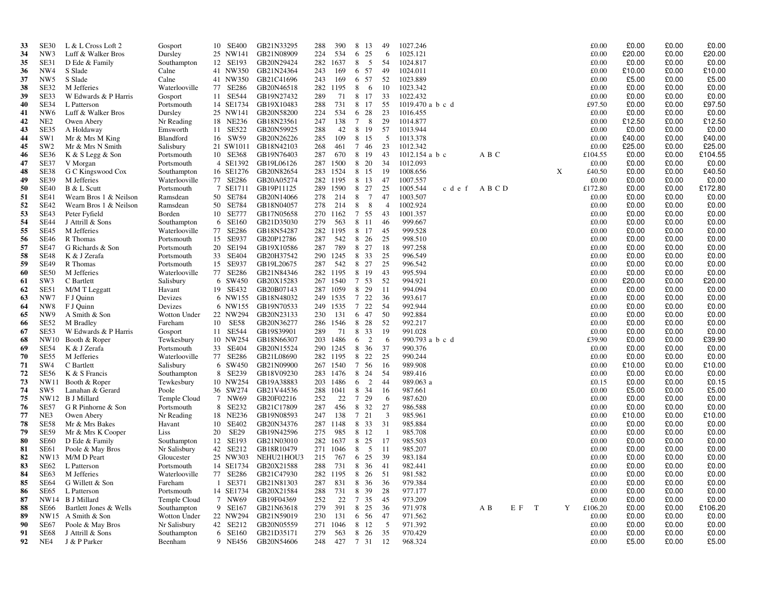| | | | | | | | | | | | | | | | | | | | | | |
|---|---|---|---|---|---|---|---|---|---|---|---|---|---|---|---|---|---|---|---|---|---|
| **33** | SE30 | L & L Cross Loft 2 | Gosport | 10 | SE400 | GB21N33295 | 288 | 390 | 8 | 13 | 49 | 1027.246 | | | | | | £0.00 | £0.00 | £0.00 | £0.00 |
| **34** | NW3 | Luff & Walker Bros | Dursley | 25 | NW141 | GB21N08909 | 224 | 534 | 6 | 25 | 6 | 1025.121 | | | | | | £0.00 | £20.00 | £0.00 | £20.00 |
| **35** | SE31 | D Ede & Family | Southampton | 12 | SE193 | GB20N29424 | 282 | 1637 | 8 | 5 | 54 | 1024.817 | | | | | | £0.00 | £0.00 | £0.00 | £0.00 |
| **36** | NW4 | S Slade | Calne | 41 | NW350 | GB21N24364 | 243 | 169 | 6 | 57 | 49 | 1024.011 | | | | | | £0.00 | £10.00 | £0.00 | £10.00 |
| **37** | NW5 | S Slade | Calne | 41 | NW350 | GB21C41696 | 243 | 169 | 6 | 57 | 52 | 1023.889 | | | | | | £0.00 | £5.00 | £0.00 | £5.00 |
| **38** | SE32 | M Jefferies | Waterlooville | 77 | SE286 | GB20N46518 | 282 | 1195 | 8 | 6 | 10 | 1023.342 | | | | | | £0.00 | £0.00 | £0.00 | £0.00 |
| **39** | SE33 | W Edwards & P Harris | Gosport | 11 | SE544 | GB19N27432 | 289 | 71 | 8 | 17 | 33 | 1022.432 | | | | | | £0.00 | £0.00 | £0.00 | £0.00 |
| **40** | SE34 | L Patterson | Portsmouth | 14 | SE1734 | GB19X10483 | 288 | 731 | 8 | 17 | 55 | 1019.470 | a b c d | | | | | £97.50 | £0.00 | £0.00 | £97.50 |
| **41** | NW6 | Luff & Walker Bros | Dursley | 25 | NW141 | GB20N58200 | 224 | 534 | 6 | 28 | 23 | 1016.455 | | | | | | £0.00 | £0.00 | £0.00 | £0.00 |
| **42** | NE2 | Owen Abery | Nr Reading | 18 | NE236 | GB18N23561 | 247 | 138 | 7 | 8 | 29 | 1014.877 | | | | | | £0.00 | £12.50 | £0.00 | £12.50 |
| **43** | SE35 | A Holdaway | Emsworth | 11 | SE522 | GB20N59925 | 288 | 42 | 8 | 19 | 57 | 1013.944 | | | | | | £0.00 | £0.00 | £0.00 | £0.00 |
| **44** | SW1 | Mr & Mrs M King | Blandford | 16 | SW59 | GB20N26226 | 285 | 109 | 8 | 15 | 5 | 1013.378 | | | | | | £0.00 | £40.00 | £0.00 | £40.00 |
| **45** | SW2 | Mr & Mrs N Smith | Salisbury | 21 | SW1011 | GB18N42103 | 268 | 461 | 7 | 46 | 23 | 1012.342 | | | | | | £0.00 | £25.00 | £0.00 | £25.00 |
| **46** | SE36 | K & S Legg & Son | Portsmouth | 10 | SE368 | GB19N76403 | 287 | 670 | 8 | 19 | 43 | 1012.154 | a b c | A B C | | | | £104.55 | £0.00 | £0.00 | £104.55 |
| **47** | SE37 | V Morgan | Portsmouth | 4 | SE1392 | GB19L06126 | 287 | 1500 | 8 | 20 | 34 | 1012.093 | | | | | | £0.00 | £0.00 | £0.00 | £0.00 |
| **48** | SE38 | G C Kingswood Cox | Southampton | 16 | SE1276 | GB20N82654 | 283 | 1524 | 8 | 15 | 19 | 1008.656 | | | | | X | £40.50 | £0.00 | £0.00 | £40.50 |
| **49** | SE39 | M Jefferies | Waterlooville | 77 | SE286 | GB20A05274 | 282 | 1195 | 8 | 13 | 47 | 1007.557 | | | | | | £0.00 | £0.00 | £0.00 | £0.00 |
| **50** | SE40 | B & L Scutt | Portsmouth | 7 | SE1711 | GB19P11125 | 289 | 1590 | 8 | 27 | 25 | 1005.544 | c d e f | A B C D | | | | £172.80 | £0.00 | £0.00 | £172.80 |
| **51** | SE41 | Wearn Bros 1 & Neilson | Ramsdean | 50 | SE784 | GB20N14066 | 278 | 214 | 8 | 7 | 47 | 1003.507 | | | | | | £0.00 | £0.00 | £0.00 | £0.00 |
| **52** | SE42 | Wearn Bros 1 & Neilson | Ramsdean | 50 | SE784 | GB18N04057 | 278 | 214 | 8 | 8 | 4 | 1002.924 | | | | | | £0.00 | £0.00 | £0.00 | £0.00 |
| **53** | SE43 | Peter Fyfield | Borden | 10 | SE777 | GB17N05658 | 270 | 1162 | 7 | 55 | 43 | 1001.357 | | | | | | £0.00 | £0.00 | £0.00 | £0.00 |
| **54** | SE44 | J Attrill & Sons | Southampton | 6 | SE160 | GB21D35030 | 279 | 563 | 8 | 11 | 46 | 999.667 | | | | | | £0.00 | £0.00 | £0.00 | £0.00 |
| **55** | SE45 | M Jefferies | Waterlooville | 77 | SE286 | GB18N54287 | 282 | 1195 | 8 | 17 | 45 | 999.528 | | | | | | £0.00 | £0.00 | £0.00 | £0.00 |
| **56** | SE46 | R Thomas | Portsmouth | 15 | SE937 | GB20P12786 | 287 | 542 | 8 | 26 | 25 | 998.510 | | | | | | £0.00 | £0.00 | £0.00 | £0.00 |
| **57** | SE47 | G Richards & Son | Portsmouth | 20 | SE194 | GB19X10586 | 287 | 789 | 8 | 27 | 18 | 997.258 | | | | | | £0.00 | £0.00 | £0.00 | £0.00 |
| **58** | SE48 | K & J Zerafa | Portsmouth | 33 | SE404 | GB20H37542 | 290 | 1245 | 8 | 33 | 25 | 996.549 | | | | | | £0.00 | £0.00 | £0.00 | £0.00 |
| **59** | SE49 | R Thomas | Portsmouth | 15 | SE937 | GB19L20675 | 287 | 542 | 8 | 27 | 25 | 996.542 | | | | | | £0.00 | £0.00 | £0.00 | £0.00 |
| **60** | SE50 | M Jefferies | Waterlooville | 77 | SE286 | GB21N84346 | 282 | 1195 | 8 | 19 | 43 | 995.594 | | | | | | £0.00 | £0.00 | £0.00 | £0.00 |
| **61** | SW3 | C Bartlett | Salisbury | 6 | SW450 | GB20X15283 | 267 | 1540 | 7 | 53 | 52 | 994.921 | | | | | | £0.00 | £20.00 | £0.00 | £20.00 |
| **62** | SE51 | M/M T Leggatt | Havant | 19 | SE432 | GB20B07143 | 287 | 1059 | 8 | 29 | 11 | 994.094 | | | | | | £0.00 | £0.00 | £0.00 | £0.00 |
| **63** | NW7 | F J Quinn | Devizes | 6 | NW155 | GB18N48032 | 249 | 1535 | 7 | 22 | 36 | 993.617 | | | | | | £0.00 | £0.00 | £0.00 | £0.00 |
| **64** | NW8 | F J Quinn | Devizes | 6 | NW155 | GB19N70533 | 249 | 1535 | 7 | 22 | 54 | 992.944 | | | | | | £0.00 | £0.00 | £0.00 | £0.00 |
| **65** | NW9 | A Smith & Son | Wotton Under | 22 | NW294 | GB20N23133 | 230 | 131 | 6 | 47 | 50 | 992.884 | | | | | | £0.00 | £0.00 | £0.00 | £0.00 |
| **66** | SE52 | M Bradley | Fareham | 10 | SE58 | GB20N36277 | 286 | 1546 | 8 | 28 | 52 | 992.217 | | | | | | £0.00 | £0.00 | £0.00 | £0.00 |
| **67** | SE53 | W Edwards & P Harris | Gosport | 11 | SE544 | GB19S39901 | 289 | 71 | 8 | 33 | 19 | 991.028 | | | | | | £0.00 | £0.00 | £0.00 | £0.00 |
| **68** | NW10 | Booth & Roper | Tewkesbury | 10 | NW254 | GB18N66307 | 203 | 1486 | 6 | 2 | 6 | 990.793 | a b c d | | | | | £39.90 | £0.00 | £0.00 | £39.90 |
| **69** | SE54 | K & J Zerafa | Portsmouth | 33 | SE404 | GB20N15524 | 290 | 1245 | 8 | 36 | 37 | 990.376 | | | | | | £0.00 | £0.00 | £0.00 | £0.00 |
| **70** | SE55 | M Jefferies | Waterlooville | 77 | SE286 | GB21L08690 | 282 | 1195 | 8 | 22 | 25 | 990.244 | | | | | | £0.00 | £0.00 | £0.00 | £0.00 |
| **71** | SW4 | C Bartlett | Salisbury | 6 | SW450 | GB21N09900 | 267 | 1540 | 7 | 56 | 16 | 989.908 | | | | | | £0.00 | £10.00 | £0.00 | £10.00 |
| **72** | SE56 | K & S Francis | Southampton | 8 | SE239 | GB18V09230 | 283 | 1476 | 8 | 24 | 54 | 989.416 | | | | | | £0.00 | £0.00 | £0.00 | £0.00 |
| **73** | NW11 | Booth & Roper | Tewkesbury | 10 | NW254 | GB19A38883 | 203 | 1486 | 6 | 2 | 44 | 989.063 | a | | | | | £0.15 | £0.00 | £0.00 | £0.15 |
| **74** | SW5 | Lanahan & Gerard | Poole | 36 | SW274 | GB21V44536 | 288 | 1041 | 8 | 34 | 16 | 987.661 | | | | | | £0.00 | £5.00 | £0.00 | £5.00 |
| **75** | NW12 | B J Millard | Temple Cloud | 7 | NW69 | GB20F02216 | 252 | 22 | 7 | 29 | 6 | 987.620 | | | | | | £0.00 | £0.00 | £0.00 | £0.00 |
| **76** | SE57 | G R Pinhorne & Son | Portsmouth | 8 | SE232 | GB21C17809 | 287 | 456 | 8 | 32 | 27 | 986.588 | | | | | | £0.00 | £0.00 | £0.00 | £0.00 |
| **77** | NE3 | Owen Abery | Nr Reading | 18 | NE236 | GB19N08593 | 247 | 138 | 7 | 21 | 3 | 985.961 | | | | | | £0.00 | £10.00 | £0.00 | £10.00 |
| **78** | SE58 | Mr & Mrs Bakes | Havant | 10 | SE402 | GB20N34376 | 287 | 1148 | 8 | 33 | 31 | 985.884 | | | | | | £0.00 | £0.00 | £0.00 | £0.00 |
| **79** | SE59 | Mr & Mrs K Cooper | Liss | 20 | SE29 | GB19N42596 | 275 | 985 | 8 | 12 | 1 | 985.708 | | | | | | £0.00 | £0.00 | £0.00 | £0.00 |
| **80** | SE60 | D Ede & Family | Southampton | 12 | SE193 | GB21N03010 | 282 | 1637 | 8 | 25 | 17 | 985.503 | | | | | | £0.00 | £0.00 | £0.00 | £0.00 |
| **81** | SE61 | Poole & May Bros | Nr Salisbury | 42 | SE212 | GB18R10479 | 271 | 1046 | 8 | 5 | 11 | 985.207 | | | | | | £0.00 | £0.00 | £0.00 | £0.00 |
| **82** | NW13 | M/M D Peart | Gloucester | 25 | NW303 | NEHU21HOU3 | 215 | 767 | 6 | 25 | 39 | 983.184 | | | | | | £0.00 | £0.00 | £0.00 | £0.00 |
| **83** | SE62 | L Patterson | Portsmouth | 14 | SE1734 | GB20X21588 | 288 | 731 | 8 | 36 | 41 | 982.441 | | | | | | £0.00 | £0.00 | £0.00 | £0.00 |
| **84** | SE63 | M Jefferies | Waterlooville | 77 | SE286 | GB21C47930 | 282 | 1195 | 8 | 26 | 51 | 981.582 | | | | | | £0.00 | £0.00 | £0.00 | £0.00 |
| **85** | SE64 | G Willett & Son | Fareham | 1 | SE371 | GB21N81303 | 287 | 831 | 8 | 36 | 36 | 979.384 | | | | | | £0.00 | £0.00 | £0.00 | £0.00 |
| **86** | SE65 | L Patterson | Portsmouth | 14 | SE1734 | GB20X21584 | 288 | 731 | 8 | 39 | 28 | 977.177 | | | | | | £0.00 | £0.00 | £0.00 | £0.00 |
| **87** | NW14 | B J Millard | Temple Cloud | 7 | NW69 | GB19F04369 | 252 | 22 | 7 | 35 | 45 | 973.209 | | | | | | £0.00 | £0.00 | £0.00 | £0.00 |
| **88** | SE66 | Bartlett Jones & Wells | Southampton | 9 | SE167 | GB21N63618 | 279 | 391 | 8 | 25 | 36 | 971.978 | | A B | E F | T | Y | £106.20 | £0.00 | £0.00 | £106.20 |
| **89** | NW15 | A Smith & Son | Wotton Under | 22 | NW294 | GB21N59019 | 230 | 131 | 6 | 56 | 47 | 971.562 | | | | | | £0.00 | £0.00 | £0.00 | £0.00 |
| **90** | SE67 | Poole & May Bros | Nr Salisbury | 42 | SE212 | GB20N05559 | 271 | 1046 | 8 | 12 | 5 | 971.392 | | | | | | £0.00 | £0.00 | £0.00 | £0.00 |
| **91** | SE68 | J Attrill & Sons | Southampton | 6 | SE160 | GB21D35171 | 279 | 563 | 8 | 26 | 35 | 970.429 | | | | | | £0.00 | £0.00 | £0.00 | £0.00 |
| **92** | NE4 | J & P Parker | Beenham | 9 | NE456 | GB20N54606 | 248 | 427 | 7 | 31 | 12 | 968.324 | | | | | | £0.00 | £5.00 | £0.00 | £5.00 |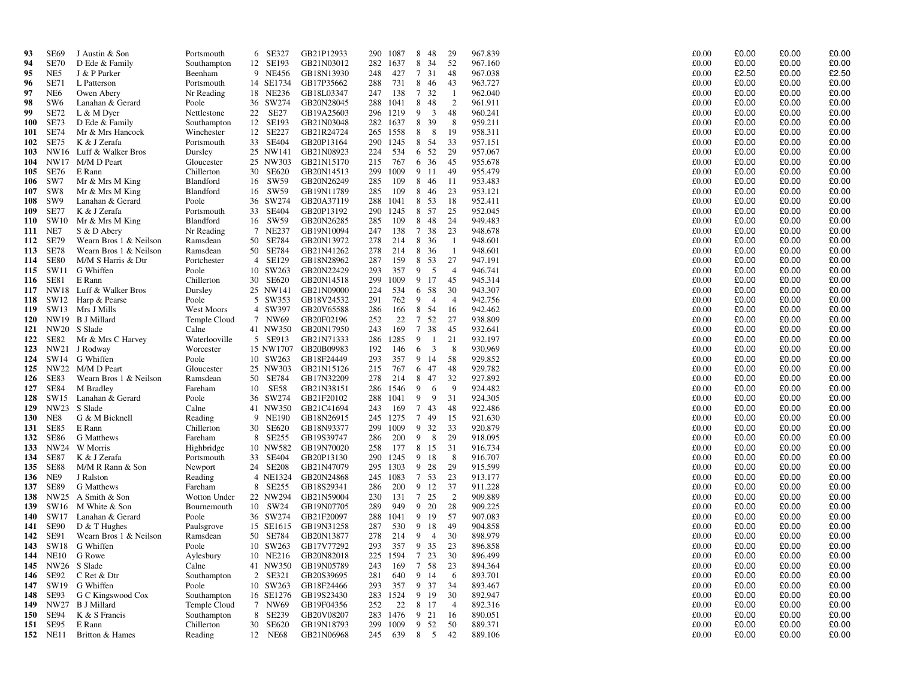| | | | | | | | | | | | | | | | | | |
|---|---|---|---|---|---|---|---|---|---|---|---|---|---|---|---|---|---|
| **93** | SE69 | J Austin & Son | Portsmouth | 6 | SE327 | GB21P12933 | 290 | 1087 | 8 | 48 | 29 | 967.839 | £0.00 | £0.00 | £0.00 | £0.00 |
| **94** | SE70 | D Ede & Family | Southampton | 12 | SE193 | GB21N03012 | 282 | 1637 | 8 | 34 | 52 | 967.160 | £0.00 | £0.00 | £0.00 | £0.00 |
| **95** | NE5 | J & P Parker | Beenham | 9 | NE456 | GB18N13930 | 248 | 427 | 7 | 31 | 48 | 967.038 | £0.00 | £2.50 | £0.00 | £2.50 |
| **96** | SE71 | L Patterson | Portsmouth | 14 | SE1734 | GB17P35662 | 288 | 731 | 8 | 46 | 43 | 963.727 | £0.00 | £0.00 | £0.00 | £0.00 |
| **97** | NE6 | Owen Abery | Nr Reading | 18 | NE236 | GB18L03347 | 247 | 138 | 7 | 32 | 1 | 962.040 | £0.00 | £0.00 | £0.00 | £0.00 |
| **98** | SW6 | Lanahan & Gerard | Poole | 36 | SW274 | GB20N28045 | 288 | 1041 | 8 | 48 | 2 | 961.911 | £0.00 | £0.00 | £0.00 | £0.00 |
| **99** | SE72 | L & M Dyer | Nettlestone | 22 | SE27 | GB19A25603 | 296 | 1219 | 9 | 3 | 48 | 960.241 | £0.00 | £0.00 | £0.00 | £0.00 |
| **100** | SE73 | D Ede & Family | Southampton | 12 | SE193 | GB21N03048 | 282 | 1637 | 8 | 39 | 8 | 959.211 | £0.00 | £0.00 | £0.00 | £0.00 |
| **101** | SE74 | Mr & Mrs Hancock | Winchester | 12 | SE227 | GB21R24724 | 265 | 1558 | 8 | 8 | 19 | 958.311 | £0.00 | £0.00 | £0.00 | £0.00 |
| **102** | SE75 | K & J Zerafa | Portsmouth | 33 | SE404 | GB20P13164 | 290 | 1245 | 8 | 54 | 33 | 957.151 | £0.00 | £0.00 | £0.00 | £0.00 |
| **103** | NW16 | Luff & Walker Bros | Dursley | 25 | NW141 | GB21N08923 | 224 | 534 | 6 | 52 | 29 | 957.067 | £0.00 | £0.00 | £0.00 | £0.00 |
| **104** | NW17 | M/M D Peart | Gloucester | 25 | NW303 | GB21N15170 | 215 | 767 | 6 | 36 | 45 | 955.678 | £0.00 | £0.00 | £0.00 | £0.00 |
| **105** | SE76 | E Rann | Chillerton | 30 | SE620 | GB20N14513 | 299 | 1009 | 9 | 11 | 49 | 955.479 | £0.00 | £0.00 | £0.00 | £0.00 |
| **106** | SW7 | Mr & Mrs M King | Blandford | 16 | SW59 | GB20N26249 | 285 | 109 | 8 | 46 | 11 | 953.483 | £0.00 | £0.00 | £0.00 | £0.00 |
| **107** | SW8 | Mr & Mrs M King | Blandford | 16 | SW59 | GB19N11789 | 285 | 109 | 8 | 46 | 23 | 953.121 | £0.00 | £0.00 | £0.00 | £0.00 |
| **108** | SW9 | Lanahan & Gerard | Poole | 36 | SW274 | GB20A37119 | 288 | 1041 | 8 | 53 | 18 | 952.411 | £0.00 | £0.00 | £0.00 | £0.00 |
| **109** | SE77 | K & J Zerafa | Portsmouth | 33 | SE404 | GB20P13192 | 290 | 1245 | 8 | 57 | 25 | 952.045 | £0.00 | £0.00 | £0.00 | £0.00 |
| **110** | SW10 | Mr & Mrs M King | Blandford | 16 | SW59 | GB20N26285 | 285 | 109 | 8 | 48 | 24 | 949.483 | £0.00 | £0.00 | £0.00 | £0.00 |
| **111** | NE7 | S & D Abery | Nr Reading | 7 | NE237 | GB19N10094 | 247 | 138 | 7 | 38 | 23 | 948.678 | £0.00 | £0.00 | £0.00 | £0.00 |
| **112** | SE79 | Wearn Bros 1 & Neilson | Ramsdean | 50 | SE784 | GB20N13972 | 278 | 214 | 8 | 36 | 1 | 948.601 | £0.00 | £0.00 | £0.00 | £0.00 |
| **113** | SE78 | Wearn Bros 1 & Neilson | Ramsdean | 50 | SE784 | GB21N41262 | 278 | 214 | 8 | 36 | 1 | 948.601 | £0.00 | £0.00 | £0.00 | £0.00 |
| **114** | SE80 | M/M S Harris & Dtr | Portchester | 4 | SE129 | GB18N28962 | 287 | 159 | 8 | 53 | 27 | 947.191 | £0.00 | £0.00 | £0.00 | £0.00 |
| **115** | SW11 | G Whiffen | Poole | 10 | SW263 | GB20N22429 | 293 | 357 | 9 | 5 | 4 | 946.741 | £0.00 | £0.00 | £0.00 | £0.00 |
| **116** | SE81 | E Rann | Chillerton | 30 | SE620 | GB20N14518 | 299 | 1009 | 9 | 17 | 45 | 945.314 | £0.00 | £0.00 | £0.00 | £0.00 |
| **117** | NW18 | Luff & Walker Bros | Dursley | 25 | NW141 | GB21N09000 | 224 | 534 | 6 | 58 | 30 | 943.307 | £0.00 | £0.00 | £0.00 | £0.00 |
| **118** | SW12 | Harp & Pearse | Poole | 5 | SW353 | GB18V24532 | 291 | 762 | 9 | 4 | 4 | 942.756 | £0.00 | £0.00 | £0.00 | £0.00 |
| **119** | SW13 | Mrs J Mills | West Moors | 4 | SW397 | GB20V65588 | 286 | 166 | 8 | 54 | 16 | 942.462 | £0.00 | £0.00 | £0.00 | £0.00 |
| **120** | NW19 | B J Millard | Temple Cloud | 7 | NW69 | GB20F02196 | 252 | 22 | 7 | 52 | 27 | 938.809 | £0.00 | £0.00 | £0.00 | £0.00 |
| **121** | NW20 | S Slade | Calne | 41 | NW350 | GB20N17950 | 243 | 169 | 7 | 38 | 45 | 932.641 | £0.00 | £0.00 | £0.00 | £0.00 |
| **122** | SE82 | Mr & Mrs C Harvey | Waterlooville | 5 | SE913 | GB21N71333 | 286 | 1285 | 9 | 1 | 21 | 932.197 | £0.00 | £0.00 | £0.00 | £0.00 |
| **123** | NW21 | J Rodway | Worcester | 15 | NW1707 | GB20B09983 | 192 | 146 | 6 | 3 | 8 | 930.969 | £0.00 | £0.00 | £0.00 | £0.00 |
| **124** | SW14 | G Whiffen | Poole | 10 | SW263 | GB18F24449 | 293 | 357 | 9 | 14 | 58 | 929.852 | £0.00 | £0.00 | £0.00 | £0.00 |
| **125** | NW22 | M/M D Peart | Gloucester | 25 | NW303 | GB21N15126 | 215 | 767 | 6 | 47 | 48 | 929.782 | £0.00 | £0.00 | £0.00 | £0.00 |
| **126** | SE83 | Wearn Bros 1 & Neilson | Ramsdean | 50 | SE784 | GB17N32209 | 278 | 214 | 8 | 47 | 32 | 927.892 | £0.00 | £0.00 | £0.00 | £0.00 |
| **127** | SE84 | M Bradley | Fareham | 10 | SE58 | GB21N38151 | 286 | 1546 | 9 | 6 | 9 | 924.482 | £0.00 | £0.00 | £0.00 | £0.00 |
| **128** | SW15 | Lanahan & Gerard | Poole | 36 | SW274 | GB21F20102 | 288 | 1041 | 9 | 9 | 31 | 924.305 | £0.00 | £0.00 | £0.00 | £0.00 |
| **129** | NW23 | S Slade | Calne | 41 | NW350 | GB21C41694 | 243 | 169 | 7 | 43 | 48 | 922.486 | £0.00 | £0.00 | £0.00 | £0.00 |
| **130** | NE8 | G & M Bicknell | Reading | 9 | NE190 | GB18N26915 | 245 | 1275 | 7 | 49 | 15 | 921.630 | £0.00 | £0.00 | £0.00 | £0.00 |
| **131** | SE85 | E Rann | Chillerton | 30 | SE620 | GB18N93377 | 299 | 1009 | 9 | 32 | 33 | 920.879 | £0.00 | £0.00 | £0.00 | £0.00 |
| **132** | SE86 | G Matthews | Fareham | 8 | SE255 | GB19S39747 | 286 | 200 | 9 | 8 | 29 | 918.095 | £0.00 | £0.00 | £0.00 | £0.00 |
| **133** | NW24 | W Morris | Highbridge | 10 | NW582 | GB19N70020 | 258 | 177 | 8 | 15 | 31 | 916.734 | £0.00 | £0.00 | £0.00 | £0.00 |
| **134** | SE87 | K & J Zerafa | Portsmouth | 33 | SE404 | GB20P13130 | 290 | 1245 | 9 | 18 | 8 | 916.707 | £0.00 | £0.00 | £0.00 | £0.00 |
| **135** | SE88 | M/M R Rann & Son | Newport | 24 | SE208 | GB21N47079 | 295 | 1303 | 9 | 28 | 29 | 915.599 | £0.00 | £0.00 | £0.00 | £0.00 |
| **136** | NE9 | J Ralston | Reading | 4 | NE1324 | GB20N24868 | 245 | 1083 | 7 | 53 | 23 | 913.177 | £0.00 | £0.00 | £0.00 | £0.00 |
| **137** | SE89 | G Matthews | Fareham | 8 | SE255 | GB18S29341 | 286 | 200 | 9 | 12 | 37 | 911.228 | £0.00 | £0.00 | £0.00 | £0.00 |
| **138** | NW25 | A Smith & Son | Wotton Under | 22 | NW294 | GB21N59004 | 230 | 131 | 7 | 25 | 2 | 909.889 | £0.00 | £0.00 | £0.00 | £0.00 |
| **139** | SW16 | M White & Son | Bournemouth | 10 | SW24 | GB19N07705 | 289 | 949 | 9 | 20 | 28 | 909.225 | £0.00 | £0.00 | £0.00 | £0.00 |
| **140** | SW17 | Lanahan & Gerard | Poole | 36 | SW274 | GB21F20097 | 288 | 1041 | 9 | 19 | 57 | 907.083 | £0.00 | £0.00 | £0.00 | £0.00 |
| **141** | SE90 | D & T Hughes | Paulsgrove | 15 | SE1615 | GB19N31258 | 287 | 530 | 9 | 18 | 49 | 904.858 | £0.00 | £0.00 | £0.00 | £0.00 |
| **142** | SE91 | Wearn Bros 1 & Neilson | Ramsdean | 50 | SE784 | GB20N13877 | 278 | 214 | 9 | 4 | 30 | 898.979 | £0.00 | £0.00 | £0.00 | £0.00 |
| **143** | SW18 | G Whiffen | Poole | 10 | SW263 | GB17V77292 | 293 | 357 | 9 | 35 | 23 | 896.858 | £0.00 | £0.00 | £0.00 | £0.00 |
| **144** | NE10 | G Rowe | Aylesbury | 10 | NE216 | GB20N82018 | 225 | 1594 | 7 | 23 | 30 | 896.499 | £0.00 | £0.00 | £0.00 | £0.00 |
| **145** | NW26 | S Slade | Calne | 41 | NW350 | GB19N05789 | 243 | 169 | 7 | 58 | 23 | 894.364 | £0.00 | £0.00 | £0.00 | £0.00 |
| **146** | SE92 | C Ret & Dtr | Southampton | 2 | SE321 | GB20S39695 | 281 | 640 | 9 | 14 | 6 | 893.701 | £0.00 | £0.00 | £0.00 | £0.00 |
| **147** | SW19 | G Whiffen | Poole | 10 | SW263 | GB18F24466 | 293 | 357 | 9 | 37 | 34 | 893.467 | £0.00 | £0.00 | £0.00 | £0.00 |
| **148** | SE93 | G C Kingswood Cox | Southampton | 16 | SE1276 | GB19S23430 | 283 | 1524 | 9 | 19 | 30 | 892.947 | £0.00 | £0.00 | £0.00 | £0.00 |
| **149** | NW27 | B J Millard | Temple Cloud | 7 | NW69 | GB19F04356 | 252 | 22 | 8 | 17 | 4 | 892.316 | £0.00 | £0.00 | £0.00 | £0.00 |
| **150** | SE94 | K & S Francis | Southampton | 8 | SE239 | GB20V08207 | 283 | 1476 | 9 | 21 | 16 | 890.051 | £0.00 | £0.00 | £0.00 | £0.00 |
| **151** | SE95 | E Rann | Chillerton | 30 | SE620 | GB19N18793 | 299 | 1009 | 9 | 52 | 50 | 889.371 | £0.00 | £0.00 | £0.00 | £0.00 |
| **152** | NE11 | Britton & Hames | Reading | 12 | NE68 | GB21N06968 | 245 | 639 | 8 | 5 | 42 | 889.106 | £0.00 | £0.00 | £0.00 | £0.00 |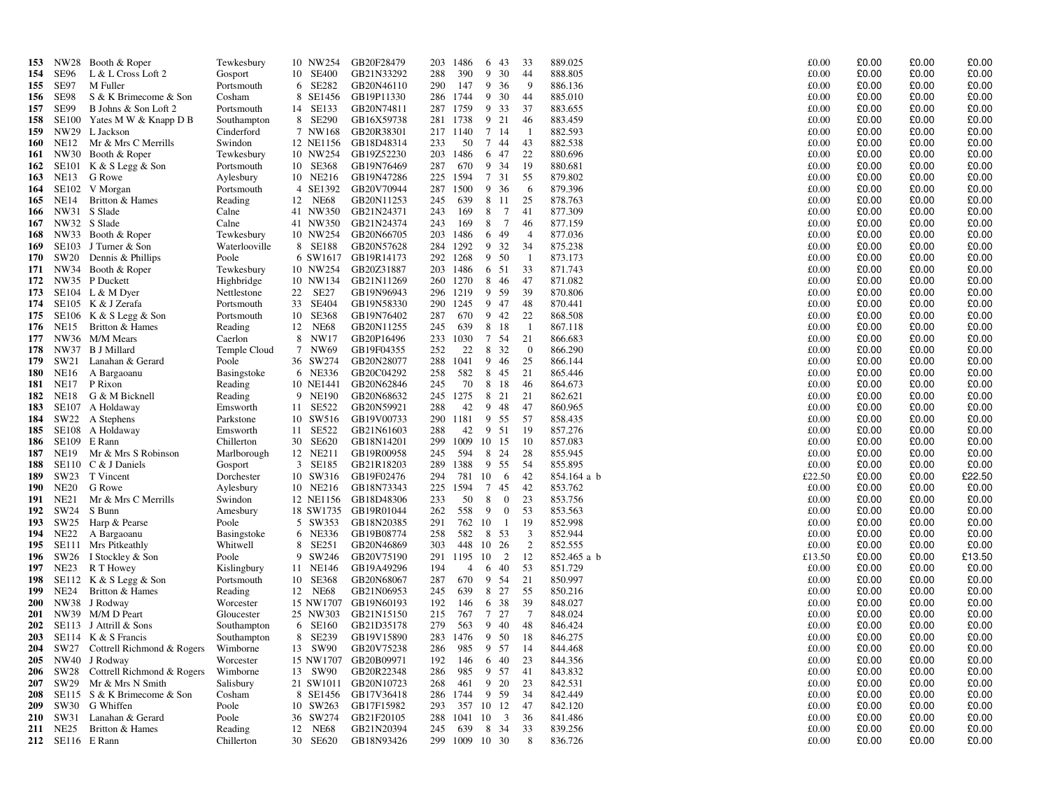| | | | | | | | | | | | | | | | | |
|---|---|---|---|---|---|---|---|---|---|---|---|---|---|---|---|---|
| **153** | NW28 | Booth & Roper | Tewkesbury | 10 NW254 | GB20F28479 | 203 | 1486 | 6 | 43 | 33 | 889.025 | £0.00 | £0.00 | £0.00 | £0.00 |
| **154** | SE96 | L & L Cross Loft 2 | Gosport | 10 SE400 | GB21N33292 | 288 | 390 | 9 | 30 | 44 | 888.805 | £0.00 | £0.00 | £0.00 | £0.00 |
| **155** | SE97 | M Fuller | Portsmouth | 6 SE282 | GB20N46110 | 290 | 147 | 9 | 36 | 9 | 886.136 | £0.00 | £0.00 | £0.00 | £0.00 |
| **156** | SE98 | S & K Brimecome & Son | Cosham | 8 SE1456 | GB19P11330 | 286 | 1744 | 9 | 30 | 44 | 885.010 | £0.00 | £0.00 | £0.00 | £0.00 |
| **157** | SE99 | B Johns & Son Loft 2 | Portsmouth | 14 SE133 | GB20N74811 | 287 | 1759 | 9 | 33 | 37 | 883.655 | £0.00 | £0.00 | £0.00 | £0.00 |
| **158** | SE100 | Yates M W & Knapp D B | Southampton | 8 SE290 | GB16X59738 | 281 | 1738 | 9 | 21 | 46 | 883.459 | £0.00 | £0.00 | £0.00 | £0.00 |
| **159** | NW29 | L Jackson | Cinderford | 7 NW168 | GB20R38301 | 217 | 1140 | 7 | 14 | 1 | 882.593 | £0.00 | £0.00 | £0.00 | £0.00 |
| **160** | NE12 | Mr & Mrs C Merrills | Swindon | 12 NE1156 | GB18D48314 | 233 | 50 | 7 | 44 | 43 | 882.538 | £0.00 | £0.00 | £0.00 | £0.00 |
| **161** | NW30 | Booth & Roper | Tewkesbury | 10 NW254 | GB19Z52230 | 203 | 1486 | 6 | 47 | 22 | 880.696 | £0.00 | £0.00 | £0.00 | £0.00 |
| **162** | SE101 | K & S Legg & Son | Portsmouth | 10 SE368 | GB19N76469 | 287 | 670 | 9 | 34 | 19 | 880.681 | £0.00 | £0.00 | £0.00 | £0.00 |
| **163** | NE13 | G Rowe | Aylesbury | 10 NE216 | GB19N47286 | 225 | 1594 | 7 | 31 | 55 | 879.802 | £0.00 | £0.00 | £0.00 | £0.00 |
| **164** | SE102 | V Morgan | Portsmouth | 4 SE1392 | GB20V70944 | 287 | 1500 | 9 | 36 | 6 | 879.396 | £0.00 | £0.00 | £0.00 | £0.00 |
| **165** | NE14 | Britton & Hames | Reading | 12 NE68 | GB20N11253 | 245 | 639 | 8 | 11 | 25 | 878.763 | £0.00 | £0.00 | £0.00 | £0.00 |
| **166** | NW31 | S Slade | Calne | 41 NW350 | GB21N24371 | 243 | 169 | 8 | 7 | 41 | 877.309 | £0.00 | £0.00 | £0.00 | £0.00 |
| **167** | NW32 | S Slade | Calne | 41 NW350 | GB21N24374 | 243 | 169 | 8 | 7 | 46 | 877.159 | £0.00 | £0.00 | £0.00 | £0.00 |
| **168** | NW33 | Booth & Roper | Tewkesbury | 10 NW254 | GB20N66705 | 203 | 1486 | 6 | 49 | 4 | 877.036 | £0.00 | £0.00 | £0.00 | £0.00 |
| **169** | SE103 | J Turner & Son | Waterlooville | 8 SE188 | GB20N57628 | 284 | 1292 | 9 | 32 | 34 | 875.238 | £0.00 | £0.00 | £0.00 | £0.00 |
| **170** | SW20 | Dennis & Phillips | Poole | 6 SW1617 | GB19R14173 | 292 | 1268 | 9 | 50 | 1 | 873.173 | £0.00 | £0.00 | £0.00 | £0.00 |
| **171** | NW34 | Booth & Roper | Tewkesbury | 10 NW254 | GB20Z31887 | 203 | 1486 | 6 | 51 | 33 | 871.743 | £0.00 | £0.00 | £0.00 | £0.00 |
| **172** | NW35 | P Duckett | Highbridge | 10 NW134 | GB21N11269 | 260 | 1270 | 8 | 46 | 47 | 871.082 | £0.00 | £0.00 | £0.00 | £0.00 |
| **173** | SE104 | L & M Dyer | Nettlestone | 22 SE27 | GB19N96943 | 296 | 1219 | 9 | 59 | 39 | 870.806 | £0.00 | £0.00 | £0.00 | £0.00 |
| **174** | SE105 | K & J Zerafa | Portsmouth | 33 SE404 | GB19N58330 | 290 | 1245 | 9 | 47 | 48 | 870.441 | £0.00 | £0.00 | £0.00 | £0.00 |
| **175** | SE106 | K & S Legg & Son | Portsmouth | 10 SE368 | GB19N76402 | 287 | 670 | 9 | 42 | 22 | 868.508 | £0.00 | £0.00 | £0.00 | £0.00 |
| **176** | NE15 | Britton & Hames | Reading | 12 NE68 | GB20N11255 | 245 | 639 | 8 | 18 | 1 | 867.118 | £0.00 | £0.00 | £0.00 | £0.00 |
| **177** | NW36 | M/M Mears | Caerlon | 8 NW17 | GB20P16496 | 233 | 1030 | 7 | 54 | 21 | 866.683 | £0.00 | £0.00 | £0.00 | £0.00 |
| **178** | NW37 | B J Millard | Temple Cloud | 7 NW69 | GB19F04355 | 252 | 22 | 8 | 32 | 0 | 866.290 | £0.00 | £0.00 | £0.00 | £0.00 |
| **179** | SW21 | Lanahan & Gerard | Poole | 36 SW274 | GB20N28077 | 288 | 1041 | 9 | 46 | 25 | 866.144 | £0.00 | £0.00 | £0.00 | £0.00 |
| **180** | NE16 | A Bargaoanu | Basingstoke | 6 NE336 | GB20C04292 | 258 | 582 | 8 | 45 | 21 | 865.446 | £0.00 | £0.00 | £0.00 | £0.00 |
| **181** | NE17 | P Rixon | Reading | 10 NE1441 | GB20N62846 | 245 | 70 | 8 | 18 | 46 | 864.673 | £0.00 | £0.00 | £0.00 | £0.00 |
| **182** | NE18 | G & M Bicknell | Reading | 9 NE190 | GB20N68632 | 245 | 1275 | 8 | 21 | 21 | 862.621 | £0.00 | £0.00 | £0.00 | £0.00 |
| **183** | SE107 | A Holdaway | Emsworth | 11 SE522 | GB20N59921 | 288 | 42 | 9 | 48 | 47 | 860.965 | £0.00 | £0.00 | £0.00 | £0.00 |
| **184** | SW22 | A Stephens | Parkstone | 10 SW516 | GB19V00733 | 290 | 1181 | 9 | 55 | 57 | 858.435 | £0.00 | £0.00 | £0.00 | £0.00 |
| **185** | SE108 | A Holdaway | Emsworth | 11 SE522 | GB21N61603 | 288 | 42 | 9 | 51 | 19 | 857.276 | £0.00 | £0.00 | £0.00 | £0.00 |
| **186** | SE109 | E Rann | Chillerton | 30 SE620 | GB18N14201 | 299 | 1009 | 10 | 15 | 10 | 857.083 | £0.00 | £0.00 | £0.00 | £0.00 |
| **187** | NE19 | Mr & Mrs S Robinson | Marlborough | 12 NE211 | GB19R00958 | 245 | 594 | 8 | 24 | 28 | 855.945 | £0.00 | £0.00 | £0.00 | £0.00 |
| **188** | SE110 | C & J Daniels | Gosport | 3 SE185 | GB21R18203 | 289 | 1388 | 9 | 55 | 54 | 855.895 | £0.00 | £0.00 | £0.00 | £0.00 |
| **189** | SW23 | T Vincent | Dorchester | 10 SW316 | GB19F02476 | 294 | 781 | 10 | 6 | 42 | 854.164 a b | £22.50 | £0.00 | £0.00 | £22.50 |
| **190** | NE20 | G Rowe | Aylesbury | 10 NE216 | GB18N73343 | 225 | 1594 | 7 | 45 | 42 | 853.762 | £0.00 | £0.00 | £0.00 | £0.00 |
| **191** | NE21 | Mr & Mrs C Merrills | Swindon | 12 NE1156 | GB18D48306 | 233 | 50 | 8 | 0 | 23 | 853.756 | £0.00 | £0.00 | £0.00 | £0.00 |
| **192** | SW24 | S Bunn | Amesbury | 18 SW1735 | GB19R01044 | 262 | 558 | 9 | 0 | 53 | 853.563 | £0.00 | £0.00 | £0.00 | £0.00 |
| **193** | SW25 | Harp & Pearse | Poole | 5 SW353 | GB18N20385 | 291 | 762 | 10 | 1 | 19 | 852.998 | £0.00 | £0.00 | £0.00 | £0.00 |
| **194** | NE22 | A Bargaoanu | Basingstoke | 6 NE336 | GB19B08774 | 258 | 582 | 8 | 53 | 3 | 852.944 | £0.00 | £0.00 | £0.00 | £0.00 |
| **195** | SE111 | Mrs Pitkeathly | Whitwell | 8 SE251 | GB20N46869 | 303 | 448 | 10 | 26 | 2 | 852.555 | £0.00 | £0.00 | £0.00 | £0.00 |
| **196** | SW26 | I Stockley & Son | Poole | 9 SW246 | GB20V75190 | 291 | 1195 | 10 | 2 | 12 | 852.465 a b | £13.50 | £0.00 | £0.00 | £13.50 |
| **197** | NE23 | R T Howey | Kislingbury | 11 NE146 | GB19A49296 | 194 | 4 | 6 | 40 | 53 | 851.729 | £0.00 | £0.00 | £0.00 | £0.00 |
| **198** | SE112 | K & S Legg & Son | Portsmouth | 10 SE368 | GB20N68067 | 287 | 670 | 9 | 54 | 21 | 850.997 | £0.00 | £0.00 | £0.00 | £0.00 |
| **199** | NE24 | Britton & Hames | Reading | 12 NE68 | GB21N06953 | 245 | 639 | 8 | 27 | 55 | 850.216 | £0.00 | £0.00 | £0.00 | £0.00 |
| **200** | NW38 | J Rodway | Worcester | 15 NW1707 | GB19N60193 | 192 | 146 | 6 | 38 | 39 | 848.027 | £0.00 | £0.00 | £0.00 | £0.00 |
| **201** | NW39 | M/M D Peart | Gloucester | 25 NW303 | GB21N15150 | 215 | 767 | 7 | 27 | 7 | 848.024 | £0.00 | £0.00 | £0.00 | £0.00 |
| **202** | SE113 | J Attrill & Sons | Southampton | 6 SE160 | GB21D35178 | 279 | 563 | 9 | 40 | 48 | 846.424 | £0.00 | £0.00 | £0.00 | £0.00 |
| **203** | SE114 | K & S Francis | Southampton | 8 SE239 | GB19V15890 | 283 | 1476 | 9 | 50 | 18 | 846.275 | £0.00 | £0.00 | £0.00 | £0.00 |
| **204** | SW27 | Cottrell Richmond & Rogers | Wimborne | 13 SW90 | GB20V75238 | 286 | 985 | 9 | 57 | 14 | 844.468 | £0.00 | £0.00 | £0.00 | £0.00 |
| **205** | NW40 | J Rodway | Worcester | 15 NW1707 | GB20B09971 | 192 | 146 | 6 | 40 | 23 | 844.356 | £0.00 | £0.00 | £0.00 | £0.00 |
| **206** | SW28 | Cottrell Richmond & Rogers | Wimborne | 13 SW90 | GB20R22348 | 286 | 985 | 9 | 57 | 41 | 843.832 | £0.00 | £0.00 | £0.00 | £0.00 |
| **207** | SW29 | Mr & Mrs N Smith | Salisbury | 21 SW1011 | GB20N10723 | 268 | 461 | 9 | 20 | 23 | 842.531 | £0.00 | £0.00 | £0.00 | £0.00 |
| **208** | SE115 | S & K Brimecome & Son | Cosham | 8 SE1456 | GB17V36418 | 286 | 1744 | 9 | 59 | 34 | 842.449 | £0.00 | £0.00 | £0.00 | £0.00 |
| **209** | SW30 | G Whiffen | Poole | 10 SW263 | GB17F15982 | 293 | 357 | 10 | 12 | 47 | 842.120 | £0.00 | £0.00 | £0.00 | £0.00 |
| **210** | SW31 | Lanahan & Gerard | Poole | 36 SW274 | GB21F20105 | 288 | 1041 | 10 | 3 | 36 | 841.486 | £0.00 | £0.00 | £0.00 | £0.00 |
| **211** | NE25 | Britton & Hames | Reading | 12 NE68 | GB21N20394 | 245 | 639 | 8 | 34 | 33 | 839.256 | £0.00 | £0.00 | £0.00 | £0.00 |
| **212** | SE116 | E Rann | Chillerton | 30 SE620 | GB18N93426 | 299 | 1009 | 10 | 30 | 8 | 836.726 | £0.00 | £0.00 | £0.00 | £0.00 |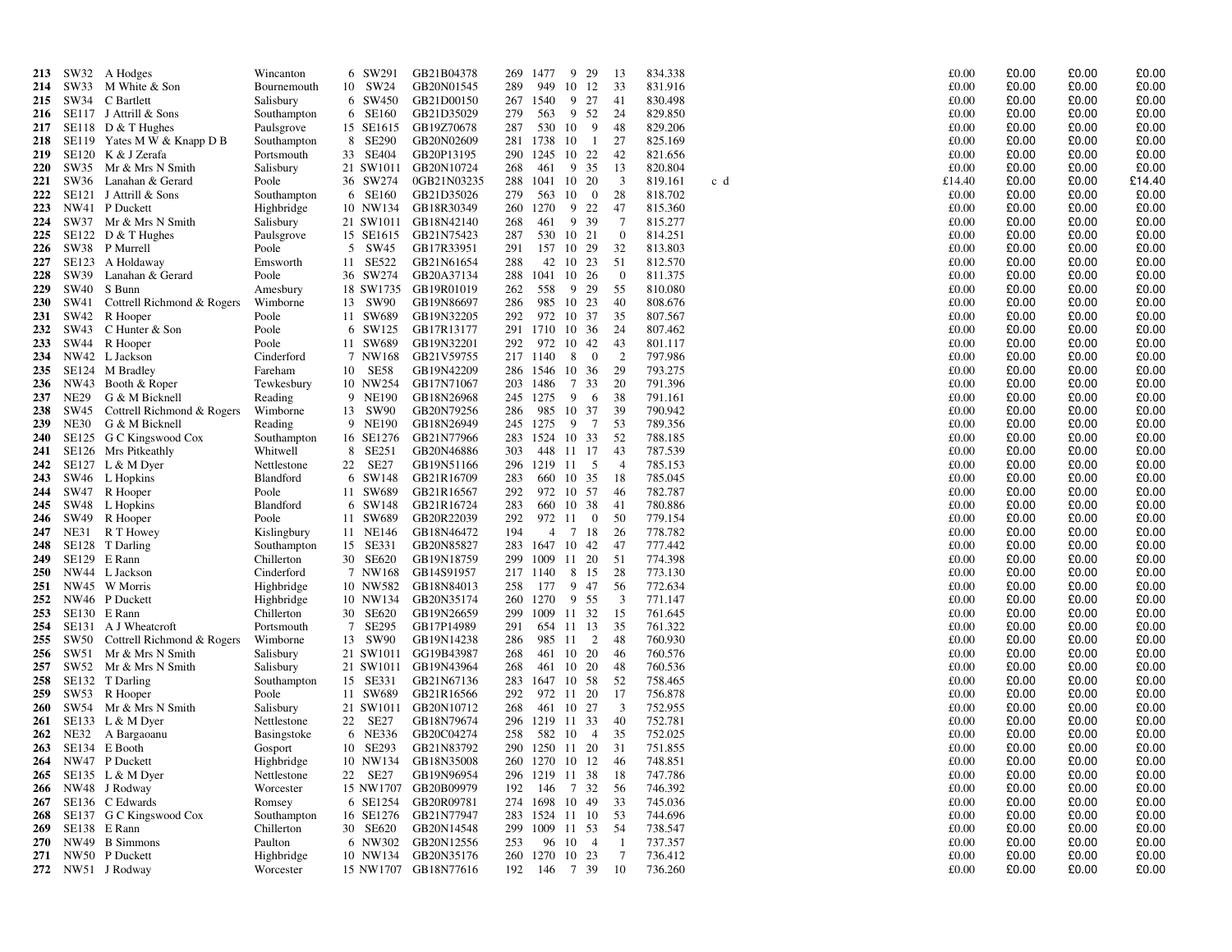| | | | | | | | | | | | | | | | | | |
|---|---|---|---|---|---|---|---|---|---|---|---|---|---|---|---|---|---|
| 213 | SW32 | A Hodges | Wincanton | 6 | SW291 | GB21B04378 | 269 | 1477 | 9 | 29 | 13 | 834.338 | | £0.00 | £0.00 | £0.00 | £0.00 |
| 214 | SW33 | M White & Son | Bournemouth | 10 | SW24 | GB20N01545 | 289 | 949 | 10 | 12 | 33 | 831.916 | | £0.00 | £0.00 | £0.00 | £0.00 |
| 215 | SW34 | C Bartlett | Salisbury | 6 | SW450 | GB21D00150 | 267 | 1540 | 9 | 27 | 41 | 830.498 | | £0.00 | £0.00 | £0.00 | £0.00 |
| 216 | SE117 | J Attrill & Sons | Southampton | 6 | SE160 | GB21D35029 | 279 | 563 | 9 | 52 | 24 | 829.850 | | £0.00 | £0.00 | £0.00 | £0.00 |
| 217 | SE118 | D & T Hughes | Paulsgrove | 15 | SE1615 | GB19Z70678 | 287 | 530 | 10 | 9 | 48 | 829.206 | | £0.00 | £0.00 | £0.00 | £0.00 |
| 218 | SE119 | Yates M W & Knapp D B | Southampton | 8 | SE290 | GB20N02609 | 281 | 1738 | 10 | 1 | 27 | 825.169 | | £0.00 | £0.00 | £0.00 | £0.00 |
| 219 | SE120 | K & J Zerafa | Portsmouth | 33 | SE404 | GB20P13195 | 290 | 1245 | 10 | 22 | 42 | 821.656 | | £0.00 | £0.00 | £0.00 | £0.00 |
| 220 | SW35 | Mr & Mrs N Smith | Salisbury | 21 | SW1011 | GB20N10724 | 268 | 461 | 9 | 35 | 13 | 820.804 | | £0.00 | £0.00 | £0.00 | £0.00 |
| 221 | SW36 | Lanahan & Gerard | Poole | 36 | SW274 | 0GB21N03235 | 288 | 1041 | 10 | 20 | 3 | 819.161 | c d | £14.40 | £0.00 | £0.00 | £14.40 |
| 222 | SE121 | J Attrill & Sons | Southampton | 6 | SE160 | GB21D35026 | 279 | 563 | 10 | 0 | 28 | 818.702 | | £0.00 | £0.00 | £0.00 | £0.00 |
| 223 | NW41 | P Duckett | Highbridge | 10 | NW134 | GB18R30349 | 260 | 1270 | 9 | 22 | 47 | 815.360 | | £0.00 | £0.00 | £0.00 | £0.00 |
| 224 | SW37 | Mr & Mrs N Smith | Salisbury | 21 | SW1011 | GB18N42140 | 268 | 461 | 9 | 39 | 7 | 815.277 | | £0.00 | £0.00 | £0.00 | £0.00 |
| 225 | SE122 | D & T Hughes | Paulsgrove | 15 | SE1615 | GB21N75423 | 287 | 530 | 10 | 21 | 0 | 814.251 | | £0.00 | £0.00 | £0.00 | £0.00 |
| 226 | SW38 | P Murrell | Poole | 5 | SW45 | GB17R33951 | 291 | 157 | 10 | 29 | 32 | 813.803 | | £0.00 | £0.00 | £0.00 | £0.00 |
| 227 | SE123 | A Holdaway | Emsworth | 11 | SE522 | GB21N61654 | 288 | 42 | 10 | 23 | 51 | 812.570 | | £0.00 | £0.00 | £0.00 | £0.00 |
| 228 | SW39 | Lanahan & Gerard | Poole | 36 | SW274 | GB20A37134 | 288 | 1041 | 10 | 26 | 0 | 811.375 | | £0.00 | £0.00 | £0.00 | £0.00 |
| 229 | SW40 | S Bunn | Amesbury | 18 | SW1735 | GB19R01019 | 262 | 558 | 9 | 29 | 55 | 810.080 | | £0.00 | £0.00 | £0.00 | £0.00 |
| 230 | SW41 | Cottrell Richmond & Rogers | Wimborne | 13 | SW90 | GB19N86697 | 286 | 985 | 10 | 23 | 40 | 808.676 | | £0.00 | £0.00 | £0.00 | £0.00 |
| 231 | SW42 | R Hooper | Poole | 11 | SW689 | GB19N32205 | 292 | 972 | 10 | 37 | 35 | 807.567 | | £0.00 | £0.00 | £0.00 | £0.00 |
| 232 | SW43 | C Hunter & Son | Poole | 6 | SW125 | GB17R13177 | 291 | 1710 | 10 | 36 | 24 | 807.462 | | £0.00 | £0.00 | £0.00 | £0.00 |
| 233 | SW44 | R Hooper | Poole | 11 | SW689 | GB19N32201 | 292 | 972 | 10 | 42 | 43 | 801.117 | | £0.00 | £0.00 | £0.00 | £0.00 |
| 234 | NW42 | L Jackson | Cinderford | 7 | NW168 | GB21V59755 | 217 | 1140 | 8 | 0 | 2 | 797.986 | | £0.00 | £0.00 | £0.00 | £0.00 |
| 235 | SE124 | M Bradley | Fareham | 10 | SE58 | GB19N42209 | 286 | 1546 | 10 | 36 | 29 | 793.275 | | £0.00 | £0.00 | £0.00 | £0.00 |
| 236 | NW43 | Booth & Roper | Tewkesbury | 10 | NW254 | GB17N71067 | 203 | 1486 | 7 | 33 | 20 | 791.396 | | £0.00 | £0.00 | £0.00 | £0.00 |
| 237 | NE29 | G & M Bicknell | Reading | 9 | NE190 | GB18N26968 | 245 | 1275 | 9 | 6 | 38 | 791.161 | | £0.00 | £0.00 | £0.00 | £0.00 |
| 238 | SW45 | Cottrell Richmond & Rogers | Wimborne | 13 | SW90 | GB20N79256 | 286 | 985 | 10 | 37 | 39 | 790.942 | | £0.00 | £0.00 | £0.00 | £0.00 |
| 239 | NE30 | G & M Bicknell | Reading | 9 | NE190 | GB18N26949 | 245 | 1275 | 9 | 7 | 53 | 789.356 | | £0.00 | £0.00 | £0.00 | £0.00 |
| 240 | SE125 | G C Kingswood Cox | Southampton | 16 | SE1276 | GB21N77966 | 283 | 1524 | 10 | 33 | 52 | 788.185 | | £0.00 | £0.00 | £0.00 | £0.00 |
| 241 | SE126 | Mrs Pitkeathly | Whitwell | 8 | SE251 | GB20N46886 | 303 | 448 | 11 | 17 | 43 | 787.539 | | £0.00 | £0.00 | £0.00 | £0.00 |
| 242 | SE127 | L & M Dyer | Nettlestone | 22 | SE27 | GB19N51166 | 296 | 1219 | 11 | 5 | 4 | 785.153 | | £0.00 | £0.00 | £0.00 | £0.00 |
| 243 | SW46 | L Hopkins | Blandford | 6 | SW148 | GB21R16709 | 283 | 660 | 10 | 35 | 18 | 785.045 | | £0.00 | £0.00 | £0.00 | £0.00 |
| 244 | SW47 | R Hooper | Poole | 11 | SW689 | GB21R16567 | 292 | 972 | 10 | 57 | 46 | 782.787 | | £0.00 | £0.00 | £0.00 | £0.00 |
| 245 | SW48 | L Hopkins | Blandford | 6 | SW148 | GB21R16724 | 283 | 660 | 10 | 38 | 41 | 780.886 | | £0.00 | £0.00 | £0.00 | £0.00 |
| 246 | SW49 | R Hooper | Poole | 11 | SW689 | GB20R22039 | 292 | 972 | 11 | 0 | 50 | 779.154 | | £0.00 | £0.00 | £0.00 | £0.00 |
| 247 | NE31 | R T Howey | Kislingbury | 11 | NE146 | GB18N46472 | 194 | 4 | 7 | 18 | 26 | 778.782 | | £0.00 | £0.00 | £0.00 | £0.00 |
| 248 | SE128 | T Darling | Southampton | 15 | SE331 | GB20N85827 | 283 | 1647 | 10 | 42 | 47 | 777.442 | | £0.00 | £0.00 | £0.00 | £0.00 |
| 249 | SE129 | E Rann | Chillerton | 30 | SE620 | GB19N18759 | 299 | 1009 | 11 | 20 | 51 | 774.398 | | £0.00 | £0.00 | £0.00 | £0.00 |
| 250 | NW44 | L Jackson | Cinderford | 7 | NW168 | GB14S91957 | 217 | 1140 | 8 | 15 | 28 | 773.130 | | £0.00 | £0.00 | £0.00 | £0.00 |
| 251 | NW45 | W Morris | Highbridge | 10 | NW582 | GB18N84013 | 258 | 177 | 9 | 47 | 56 | 772.634 | | £0.00 | £0.00 | £0.00 | £0.00 |
| 252 | NW46 | P Duckett | Highbridge | 10 | NW134 | GB20N35174 | 260 | 1270 | 9 | 55 | 3 | 771.147 | | £0.00 | £0.00 | £0.00 | £0.00 |
| 253 | SE130 | E Rann | Chillerton | 30 | SE620 | GB19N26659 | 299 | 1009 | 11 | 32 | 15 | 761.645 | | £0.00 | £0.00 | £0.00 | £0.00 |
| 254 | SE131 | A J Wheatcroft | Portsmouth | 7 | SE295 | GB17P14989 | 291 | 654 | 11 | 13 | 35 | 761.322 | | £0.00 | £0.00 | £0.00 | £0.00 |
| 255 | SW50 | Cottrell Richmond & Rogers | Wimborne | 13 | SW90 | GB19N14238 | 286 | 985 | 11 | 2 | 48 | 760.930 | | £0.00 | £0.00 | £0.00 | £0.00 |
| 256 | SW51 | Mr & Mrs N Smith | Salisbury | 21 | SW1011 | GG19B43987 | 268 | 461 | 10 | 20 | 46 | 760.576 | | £0.00 | £0.00 | £0.00 | £0.00 |
| 257 | SW52 | Mr & Mrs N Smith | Salisbury | 21 | SW1011 | GB19N43964 | 268 | 461 | 10 | 20 | 48 | 760.536 | | £0.00 | £0.00 | £0.00 | £0.00 |
| 258 | SE132 | T Darling | Southampton | 15 | SE331 | GB21N67136 | 283 | 1647 | 10 | 58 | 52 | 758.465 | | £0.00 | £0.00 | £0.00 | £0.00 |
| 259 | SW53 | R Hooper | Poole | 11 | SW689 | GB21R16566 | 292 | 972 | 11 | 20 | 17 | 756.878 | | £0.00 | £0.00 | £0.00 | £0.00 |
| 260 | SW54 | Mr & Mrs N Smith | Salisbury | 21 | SW1011 | GB20N10712 | 268 | 461 | 10 | 27 | 3 | 752.955 | | £0.00 | £0.00 | £0.00 | £0.00 |
| 261 | SE133 | L & M Dyer | Nettlestone | 22 | SE27 | GB18N79674 | 296 | 1219 | 11 | 33 | 40 | 752.781 | | £0.00 | £0.00 | £0.00 | £0.00 |
| 262 | NE32 | A Bargaoanu | Basingstoke | 6 | NE336 | GB20C04274 | 258 | 582 | 10 | 4 | 35 | 752.025 | | £0.00 | £0.00 | £0.00 | £0.00 |
| 263 | SE134 | E Booth | Gosport | 10 | SE293 | GB21N83792 | 290 | 1250 | 11 | 20 | 31 | 751.855 | | £0.00 | £0.00 | £0.00 | £0.00 |
| 264 | NW47 | P Duckett | Highbridge | 10 | NW134 | GB18N35008 | 260 | 1270 | 10 | 12 | 46 | 748.851 | | £0.00 | £0.00 | £0.00 | £0.00 |
| 265 | SE135 | L & M Dyer | Nettlestone | 22 | SE27 | GB19N96954 | 296 | 1219 | 11 | 38 | 18 | 747.786 | | £0.00 | £0.00 | £0.00 | £0.00 |
| 266 | NW48 | J Rodway | Worcester | 15 | NW1707 | GB20B09979 | 192 | 146 | 7 | 32 | 56 | 746.392 | | £0.00 | £0.00 | £0.00 | £0.00 |
| 267 | SE136 | C Edwards | Romsey | 6 | SE1254 | GB20R09781 | 274 | 1698 | 10 | 49 | 33 | 745.036 | | £0.00 | £0.00 | £0.00 | £0.00 |
| 268 | SE137 | G C Kingswood Cox | Southampton | 16 | SE1276 | GB21N77947 | 283 | 1524 | 11 | 10 | 53 | 744.696 | | £0.00 | £0.00 | £0.00 | £0.00 |
| 269 | SE138 | E Rann | Chillerton | 30 | SE620 | GB20N14548 | 299 | 1009 | 11 | 53 | 54 | 738.547 | | £0.00 | £0.00 | £0.00 | £0.00 |
| 270 | NW49 | B Simmons | Paulton | 6 | NW302 | GB20N12556 | 253 | 96 | 10 | 4 | 1 | 737.357 | | £0.00 | £0.00 | £0.00 | £0.00 |
| 271 | NW50 | P Duckett | Highbridge | 10 | NW134 | GB20N35176 | 260 | 1270 | 10 | 23 | 7 | 736.412 | | £0.00 | £0.00 | £0.00 | £0.00 |
| 272 | NW51 | J Rodway | Worcester | 15 | NW1707 | GB18N77616 | 192 | 146 | 7 | 39 | 10 | 736.260 | | £0.00 | £0.00 | £0.00 | £0.00 |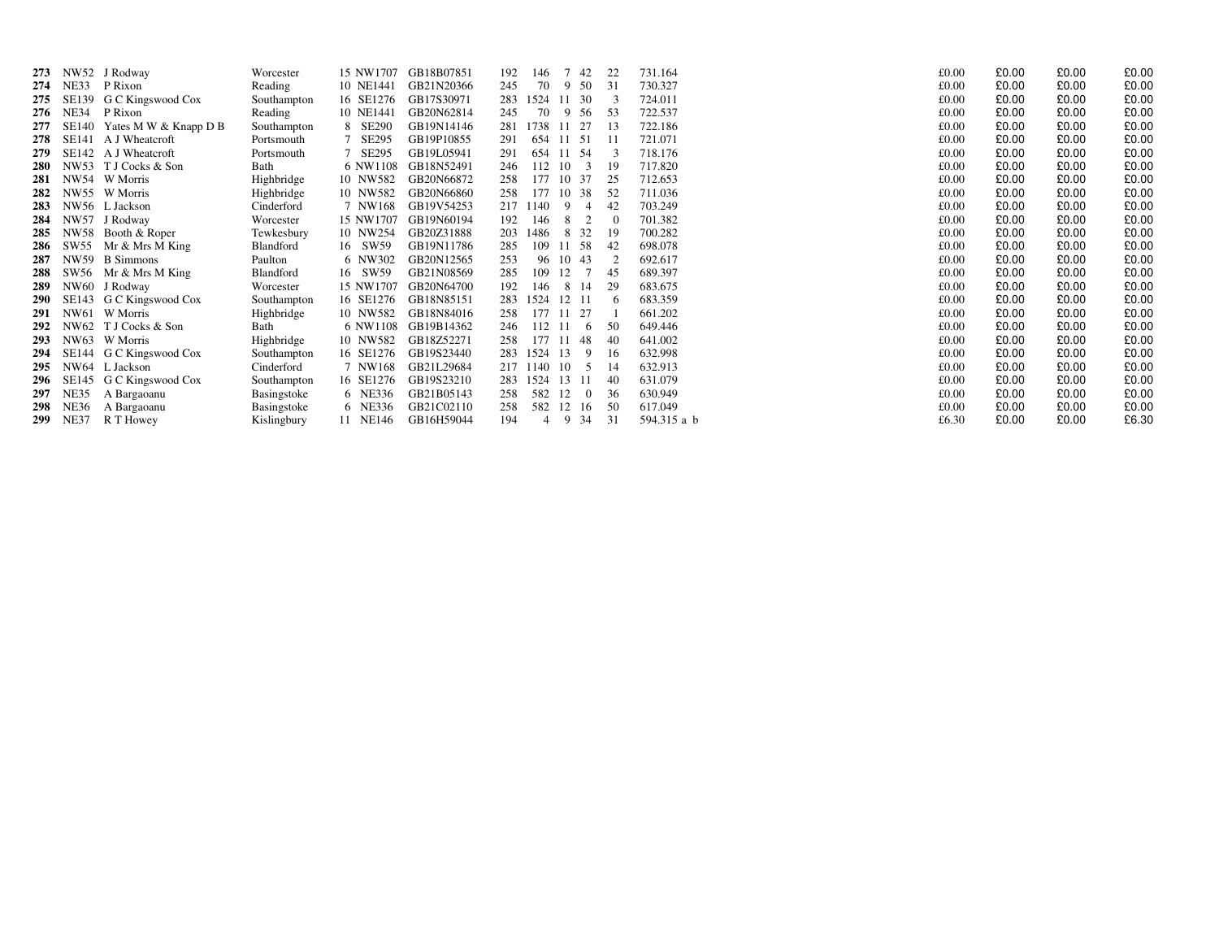| | | | | | | | | | | | | | | | | | |
|---|---|---|---|---|---|---|---|---|---|---|---|---|---|---|---|---|---|
| **273** | NW52 | J Rodway | Worcester | 15 | NW1707 | GB18B07851 | 192 | 146 | 7 | 42 | 22 | 731.164 | | £0.00 | £0.00 | £0.00 | £0.00 |
| **274** | NE33 | P Rixon | Reading | 10 | NE1441 | GB21N20366 | 245 | 70 | 9 | 50 | 31 | 730.327 | | £0.00 | £0.00 | £0.00 | £0.00 |
| **275** | SE139 | G C Kingswood Cox | Southampton | 16 | SE1276 | GB17S30971 | 283 | 1524 | 11 | 30 | 3 | 724.011 | | £0.00 | £0.00 | £0.00 | £0.00 |
| **276** | NE34 | P Rixon | Reading | 10 | NE1441 | GB20N62814 | 245 | 70 | 9 | 56 | 53 | 722.537 | | £0.00 | £0.00 | £0.00 | £0.00 |
| **277** | SE140 | Yates M W & Knapp D B | Southampton | 8 | SE290 | GB19N14146 | 281 | 1738 | 11 | 27 | 13 | 722.186 | | £0.00 | £0.00 | £0.00 | £0.00 |
| **278** | SE141 | A J Wheatcroft | Portsmouth | 7 | SE295 | GB19P10855 | 291 | 654 | 11 | 51 | 11 | 721.071 | | £0.00 | £0.00 | £0.00 | £0.00 |
| **279** | SE142 | A J Wheatcroft | Portsmouth | 7 | SE295 | GB19L05941 | 291 | 654 | 11 | 54 | 3 | 718.176 | | £0.00 | £0.00 | £0.00 | £0.00 |
| **280** | NW53 | T J Cocks & Son | Bath | 6 | NW1108 | GB18N52491 | 246 | 112 | 10 | 3 | 19 | 717.820 | | £0.00 | £0.00 | £0.00 | £0.00 |
| **281** | NW54 | W Morris | Highbridge | 10 | NW582 | GB20N66872 | 258 | 177 | 10 | 37 | 25 | 712.653 | | £0.00 | £0.00 | £0.00 | £0.00 |
| **282** | NW55 | W Morris | Highbridge | 10 | NW582 | GB20N66860 | 258 | 177 | 10 | 38 | 52 | 711.036 | | £0.00 | £0.00 | £0.00 | £0.00 |
| **283** | NW56 | L Jackson | Cinderford | 7 | NW168 | GB19V54253 | 217 | 1140 | 9 | 4 | 42 | 703.249 | | £0.00 | £0.00 | £0.00 | £0.00 |
| **284** | NW57 | J Rodway | Worcester | 15 | NW1707 | GB19N60194 | 192 | 146 | 8 | 2 | 0 | 701.382 | | £0.00 | £0.00 | £0.00 | £0.00 |
| **285** | NW58 | Booth & Roper | Tewkesbury | 10 | NW254 | GB20Z31888 | 203 | 1486 | 8 | 32 | 19 | 700.282 | | £0.00 | £0.00 | £0.00 | £0.00 |
| **286** | SW55 | Mr & Mrs M King | Blandford | 16 | SW59 | GB19N11786 | 285 | 109 | 11 | 58 | 42 | 698.078 | | £0.00 | £0.00 | £0.00 | £0.00 |
| **287** | NW59 | B Simmons | Paulton | 6 | NW302 | GB20N12565 | 253 | 96 | 10 | 43 | 2 | 692.617 | | £0.00 | £0.00 | £0.00 | £0.00 |
| **288** | SW56 | Mr & Mrs M King | Blandford | 16 | SW59 | GB21N08569 | 285 | 109 | 12 | 7 | 45 | 689.397 | | £0.00 | £0.00 | £0.00 | £0.00 |
| **289** | NW60 | J Rodway | Worcester | 15 | NW1707 | GB20N64700 | 192 | 146 | 8 | 14 | 29 | 683.675 | | £0.00 | £0.00 | £0.00 | £0.00 |
| **290** | SE143 | G C Kingswood Cox | Southampton | 16 | SE1276 | GB18N85151 | 283 | 1524 | 12 | 11 | 6 | 683.359 | | £0.00 | £0.00 | £0.00 | £0.00 |
| **291** | NW61 | W Morris | Highbridge | 10 | NW582 | GB18N84016 | 258 | 177 | 11 | 27 | 1 | 661.202 | | £0.00 | £0.00 | £0.00 | £0.00 |
| **292** | NW62 | T J Cocks & Son | Bath | 6 | NW1108 | GB19B14362 | 246 | 112 | 11 | 6 | 50 | 649.446 | | £0.00 | £0.00 | £0.00 | £0.00 |
| **293** | NW63 | W Morris | Highbridge | 10 | NW582 | GB18Z52271 | 258 | 177 | 11 | 48 | 40 | 641.002 | | £0.00 | £0.00 | £0.00 | £0.00 |
| **294** | SE144 | G C Kingswood Cox | Southampton | 16 | SE1276 | GB19S23440 | 283 | 1524 | 13 | 9 | 16 | 632.998 | | £0.00 | £0.00 | £0.00 | £0.00 |
| **295** | NW64 | L Jackson | Cinderford | 7 | NW168 | GB21L29684 | 217 | 1140 | 10 | 5 | 14 | 632.913 | | £0.00 | £0.00 | £0.00 | £0.00 |
| **296** | SE145 | G C Kingswood Cox | Southampton | 16 | SE1276 | GB19S23210 | 283 | 1524 | 13 | 11 | 40 | 631.079 | | £0.00 | £0.00 | £0.00 | £0.00 |
| **297** | NE35 | A Bargaoanu | Basingstoke | 6 | NE336 | GB21B05143 | 258 | 582 | 12 | 0 | 36 | 630.949 | | £0.00 | £0.00 | £0.00 | £0.00 |
| **298** | NE36 | A Bargaoanu | Basingstoke | 6 | NE336 | GB21C02110 | 258 | 582 | 12 | 16 | 50 | 617.049 | | £0.00 | £0.00 | £0.00 | £0.00 |
| **299** | NE37 | R T Howey | Kislingbury | 11 | NE146 | GB16H59044 | 194 | 4 | 9 | 34 | 31 | 594.315 | a b | £6.30 | £0.00 | £0.00 | £6.30 |